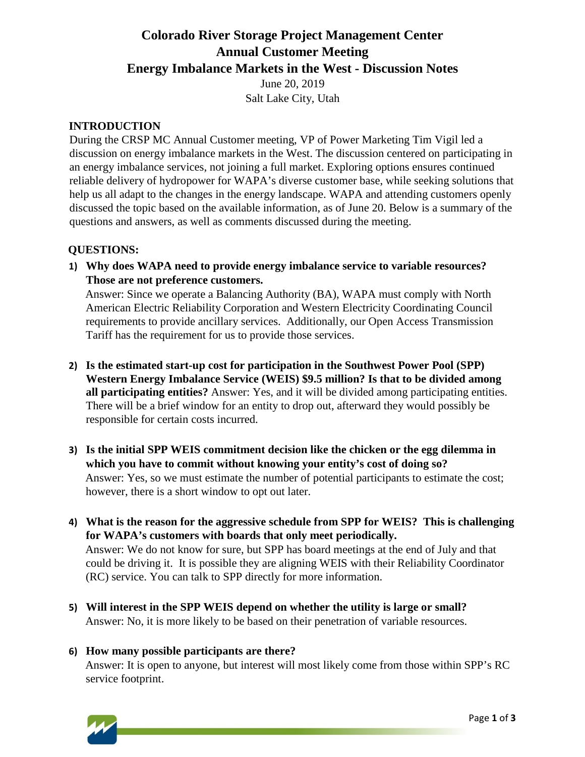# Colorado River Storage Project Management Center
# Annual Customer Meeting
# Energy Imbalance Markets in the West - Discussion Notes

June 20, 2019
Salt Lake City, Utah

## INTRODUCTION

During the CRSP MC Annual Customer meeting, VP of Power Marketing Tim Vigil led a discussion on energy imbalance markets in the West. The discussion centered on participating in an energy imbalance services, not joining a full market. Exploring options ensures continued reliable delivery of hydropower for WAPA's diverse customer base, while seeking solutions that help us all adapt to the changes in the energy landscape. WAPA and attending customers openly discussed the topic based on the available information, as of June 20. Below is a summary of the questions and answers, as well as comments discussed during the meeting.

## QUESTIONS:

1) **Why does WAPA need to provide energy imbalance service to variable resources? Those are not preference customers.**
   Answer: Since we operate a Balancing Authority (BA), WAPA must comply with North American Electric Reliability Corporation and Western Electricity Coordinating Council requirements to provide ancillary services. Additionally, our Open Access Transmission Tariff has the requirement for us to provide those services.

2) **Is the estimated start-up cost for participation in the Southwest Power Pool (SPP) Western Energy Imbalance Service (WEIS) $9.5 million? Is that to be divided among all participating entities?** Answer: Yes, and it will be divided among participating entities. There will be a brief window for an entity to drop out, afterward they would possibly be responsible for certain costs incurred.

3) **Is the initial SPP WEIS commitment decision like the chicken or the egg dilemma in which you have to commit without knowing your entity's cost of doing so?**
   Answer: Yes, so we must estimate the number of potential participants to estimate the cost; however, there is a short window to opt out later.

4) **What is the reason for the aggressive schedule from SPP for WEIS? This is challenging for WAPA's customers with boards that only meet periodically.**
   Answer: We do not know for sure, but SPP has board meetings at the end of July and that could be driving it. It is possible they are aligning WEIS with their Reliability Coordinator (RC) service. You can talk to SPP directly for more information.

5) **Will interest in the SPP WEIS depend on whether the utility is large or small?**
   Answer: No, it is more likely to be based on their penetration of variable resources.

6) **How many possible participants are there?**
   Answer: It is open to anyone, but interest will most likely come from those within SPP's RC service footprint.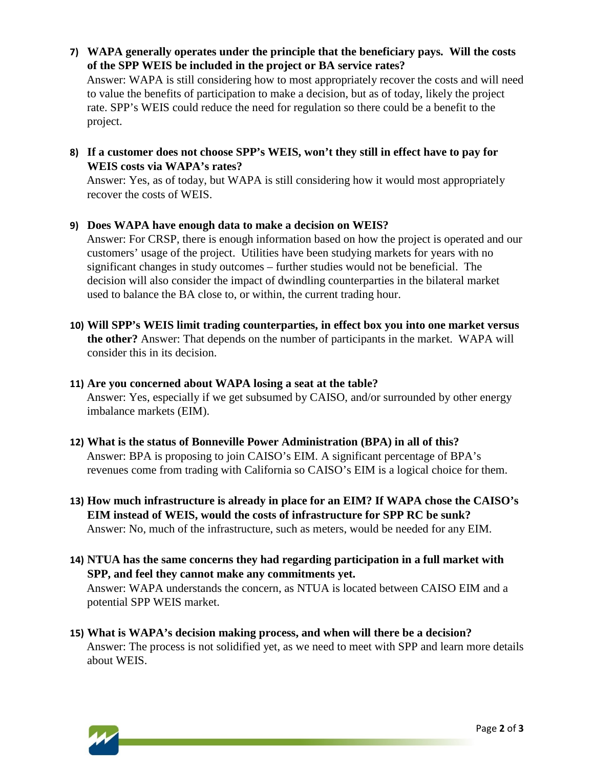7) **WAPA generally operates under the principle that the beneficiary pays. Will the costs of the SPP WEIS be included in the project or BA service rates?**
   Answer: WAPA is still considering how to most appropriately recover the costs and will need to value the benefits of participation to make a decision, but as of today, likely the project rate. SPP's WEIS could reduce the need for regulation so there could be a benefit to the project.

8) **If a customer does not choose SPP's WEIS, won't they still in effect have to pay for WEIS costs via WAPA's rates?**
   Answer: Yes, as of today, but WAPA is still considering how it would most appropriately recover the costs of WEIS.

9) **Does WAPA have enough data to make a decision on WEIS?**
   Answer: For CRSP, there is enough information based on how the project is operated and our customers' usage of the project. Utilities have been studying markets for years with no significant changes in study outcomes – further studies would not be beneficial. The decision will also consider the impact of dwindling counterparties in the bilateral market used to balance the BA close to, or within, the current trading hour.

10) **Will SPP's WEIS limit trading counterparties, in effect box you into one market versus the other?** Answer: That depends on the number of participants in the market. WAPA will consider this in its decision.

11) **Are you concerned about WAPA losing a seat at the table?**
    Answer: Yes, especially if we get subsumed by CAISO, and/or surrounded by other energy imbalance markets (EIM).

12) **What is the status of Bonneville Power Administration (BPA) in all of this?**
    Answer: BPA is proposing to join CAISO's EIM. A significant percentage of BPA's revenues come from trading with California so CAISO's EIM is a logical choice for them.

13) **How much infrastructure is already in place for an EIM? If WAPA chose the CAISO's EIM instead of WEIS, would the costs of infrastructure for SPP RC be sunk?**
    Answer: No, much of the infrastructure, such as meters, would be needed for any EIM.

14) **NTUA has the same concerns they had regarding participation in a full market with SPP, and feel they cannot make any commitments yet.**
    Answer: WAPA understands the concern, as NTUA is located between CAISO EIM and a potential SPP WEIS market.

15) **What is WAPA's decision making process, and when will there be a decision?**
    Answer: The process is not solidified yet, as we need to meet with SPP and learn more details about WEIS.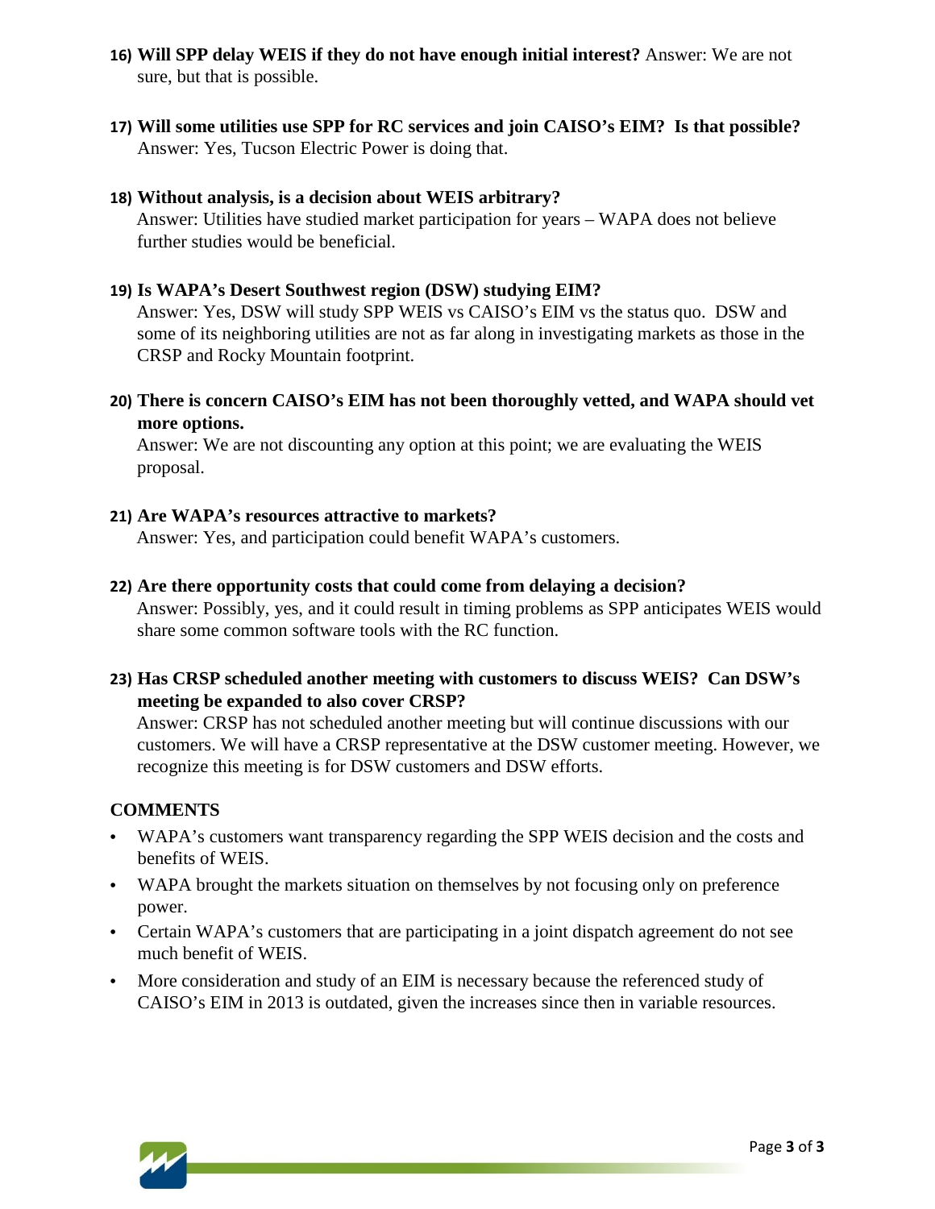16) **Will SPP delay WEIS if they do not have enough initial interest?** Answer: We are not sure, but that is possible.

17) **Will some utilities use SPP for RC services and join CAISO's EIM? Is that possible?** Answer: Yes, Tucson Electric Power is doing that.

18) **Without analysis, is a decision about WEIS arbitrary?**
Answer: Utilities have studied market participation for years – WAPA does not believe further studies would be beneficial.

19) **Is WAPA's Desert Southwest region (DSW) studying EIM?**
Answer: Yes, DSW will study SPP WEIS vs CAISO's EIM vs the status quo. DSW and some of its neighboring utilities are not as far along in investigating markets as those in the CRSP and Rocky Mountain footprint.

20) **There is concern CAISO's EIM has not been thoroughly vetted, and WAPA should vet more options.**
Answer: We are not discounting any option at this point; we are evaluating the WEIS proposal.

21) **Are WAPA's resources attractive to markets?**
Answer: Yes, and participation could benefit WAPA's customers.

22) **Are there opportunity costs that could come from delaying a decision?**
Answer: Possibly, yes, and it could result in timing problems as SPP anticipates WEIS would share some common software tools with the RC function.

23) **Has CRSP scheduled another meeting with customers to discuss WEIS? Can DSW's meeting be expanded to also cover CRSP?**
Answer: CRSP has not scheduled another meeting but will continue discussions with our customers. We will have a CRSP representative at the DSW customer meeting. However, we recognize this meeting is for DSW customers and DSW efforts.

**COMMENTS**

- WAPA's customers want transparency regarding the SPP WEIS decision and the costs and benefits of WEIS.
- WAPA brought the markets situation on themselves by not focusing only on preference power.
- Certain WAPA's customers that are participating in a joint dispatch agreement do not see much benefit of WEIS.
- More consideration and study of an EIM is necessary because the referenced study of CAISO's EIM in 2013 is outdated, given the increases since then in variable resources.